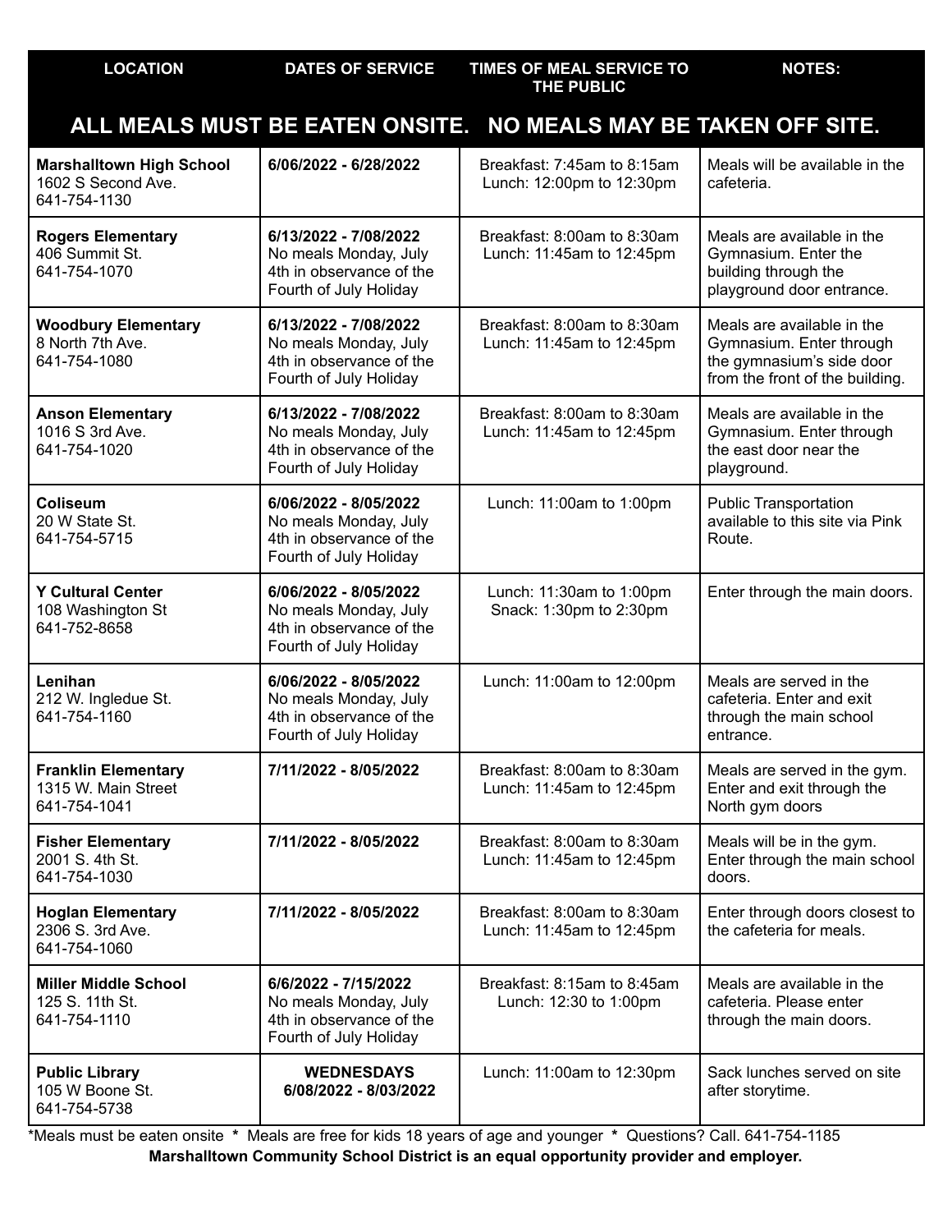| LOCATION | DATES OF SERVICE | TIMES OF MEAL SERVICE TO THE PUBLIC | NOTES: |
|---|---|---|---|
| **ALL MEALS MUST BE EATEN ONSITE. NO MEALS MAY BE TAKEN OFF SITE.** | | | |
| **Marshalltown High School** 1602 S Second Ave. 641-754-1130 | **6/06/2022 - 6/28/2022** | Breakfast: 7:45am to 8:15am Lunch: 12:00pm to 12:30pm | Meals will be available in the cafeteria. |
| **Rogers Elementary** 406 Summit St. 641-754-1070 | **6/13/2022 - 7/08/2022** No meals Monday, July 4th in observance of the Fourth of July Holiday | Breakfast: 8:00am to 8:30am Lunch: 11:45am to 12:45pm | Meals are available in the Gymnasium. Enter the building through the playground door entrance. |
| **Woodbury Elementary** 8 North 7th Ave. 641-754-1080 | **6/13/2022 - 7/08/2022** No meals Monday, July 4th in observance of the Fourth of July Holiday | Breakfast: 8:00am to 8:30am Lunch: 11:45am to 12:45pm | Meals are available in the Gymnasium. Enter through the gymnasium's side door from the front of the building. |
| **Anson Elementary** 1016 S 3rd Ave. 641-754-1020 | **6/13/2022 - 7/08/2022** No meals Monday, July 4th in observance of the Fourth of July Holiday | Breakfast: 8:00am to 8:30am Lunch: 11:45am to 12:45pm | Meals are available in the Gymnasium. Enter through the east door near the playground. |
| **Coliseum** 20 W State St. 641-754-5715 | **6/06/2022 - 8/05/2022** No meals Monday, July 4th in observance of the Fourth of July Holiday | Lunch: 11:00am to 1:00pm | Public Transportation available to this site via Pink Route. |
| **Y Cultural Center** 108 Washington St 641-752-8658 | **6/06/2022 - 8/05/2022** No meals Monday, July 4th in observance of the Fourth of July Holiday | Lunch: 11:30am to 1:00pm Snack: 1:30pm to 2:30pm | Enter through the main doors. |
| **Lenihan** 212 W. Ingledue St. 641-754-1160 | **6/06/2022 - 8/05/2022** No meals Monday, July 4th in observance of the Fourth of July Holiday | Lunch: 11:00am to 12:00pm | Meals are served in the cafeteria. Enter and exit through the main school entrance. |
| **Franklin Elementary** 1315 W. Main Street 641-754-1041 | **7/11/2022 - 8/05/2022** | Breakfast: 8:00am to 8:30am Lunch: 11:45am to 12:45pm | Meals are served in the gym. Enter and exit through the North gym doors |
| **Fisher Elementary** 2001 S. 4th St. 641-754-1030 | **7/11/2022 - 8/05/2022** | Breakfast: 8:00am to 8:30am Lunch: 11:45am to 12:45pm | Meals will be in the gym. Enter through the main school doors. |
| **Hoglan Elementary** 2306 S. 3rd Ave. 641-754-1060 | **7/11/2022 - 8/05/2022** | Breakfast: 8:00am to 8:30am Lunch: 11:45am to 12:45pm | Enter through doors closest to the cafeteria for meals. |
| **Miller Middle School** 125 S. 11th St. 641-754-1110 | **6/6/2022 - 7/15/2022** No meals Monday, July 4th in observance of the Fourth of July Holiday | Breakfast: 8:15am to 8:45am Lunch: 12:30 to 1:00pm | Meals are available in the cafeteria. Please enter through the main doors. |
| **Public Library** 105 W Boone St. 641-754-5738 | **WEDNESDAYS 6/08/2022 - 8/03/2022** | Lunch: 11:00am to 12:30pm | Sack lunches served on site after storytime. |

*Meals must be eaten onsite * Meals are free for kids 18 years of age and younger * Questions? Call. 641-754-1185

**Marshalltown Community School District is an equal opportunity provider and employer.**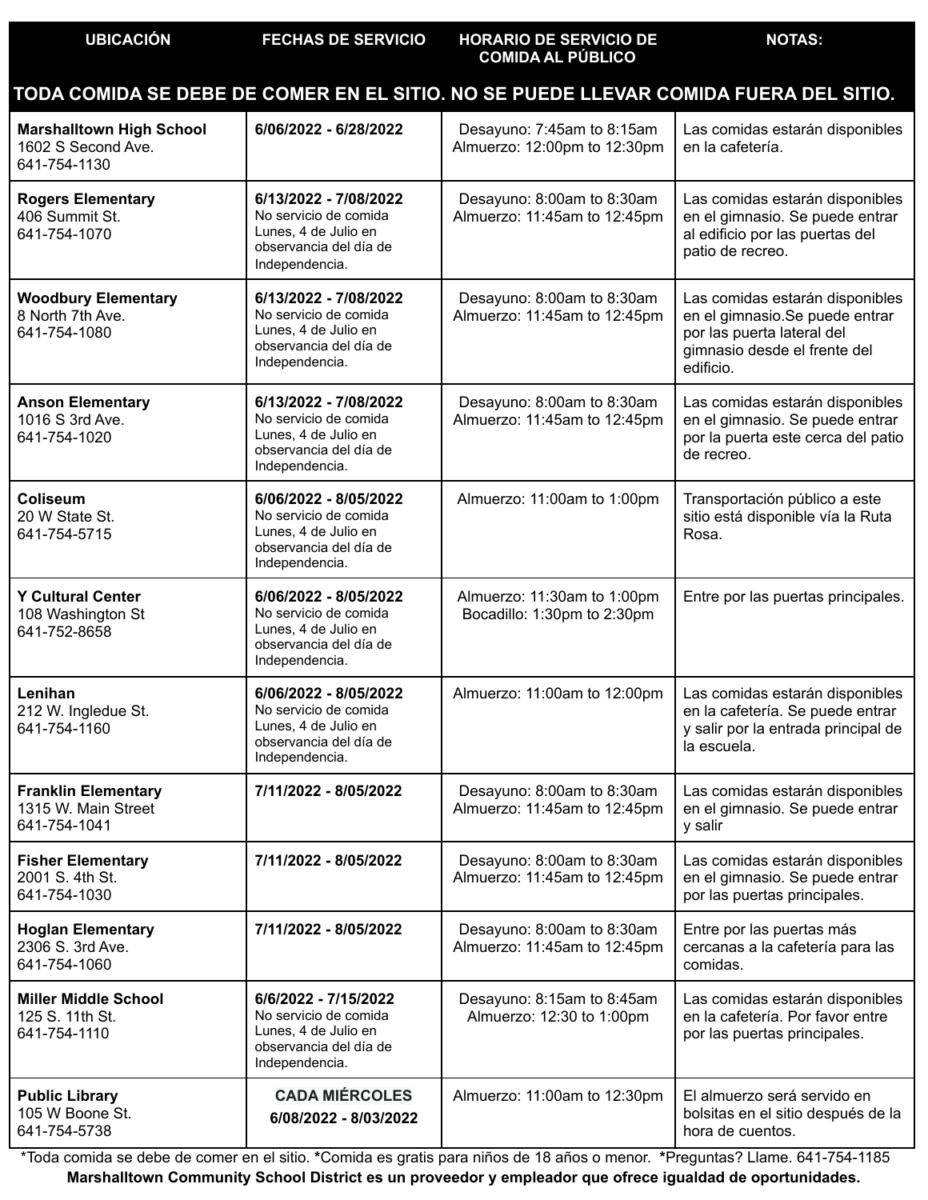| UBICACIÓN | FECHAS DE SERVICIO | HORARIO DE SERVICIO DE COMIDA AL PÚBLICO | NOTAS: |
|---|---|---|---|
| **TODA COMIDA SE DEBE DE COMER EN EL SITIO. NO SE PUEDE LLEVAR COMIDA FUERA DEL SITIO.** | | | |
| **Marshalltown High School**<br>1602 S Second Ave.<br>641-754-1130 | **6/06/2022 - 6/28/2022** | Desayuno: 7:45am to 8:15am<br>Almuerzo: 12:00pm to 12:30pm | Las comidas estarán disponibles en la cafetería. |
| **Rogers Elementary**<br>406 Summit St.<br>641-754-1070 | **6/13/2022 - 7/08/2022**<br>No servicio de comida Lunes, 4 de Julio en observancia del día de Independencia. | Desayuno: 8:00am to 8:30am<br>Almuerzo: 11:45am to 12:45pm | Las comidas estarán disponibles en el gimnasio. Se puede entrar al edificio por las puertas del patio de recreo. |
| **Woodbury Elementary**<br>8 North 7th Ave.<br>641-754-1080 | **6/13/2022 - 7/08/2022**<br>No servicio de comida Lunes, 4 de Julio en observancia del día de Independencia. | Desayuno: 8:00am to 8:30am<br>Almuerzo: 11:45am to 12:45pm | Las comidas estarán disponibles en el gimnasio.Se puede entrar por las puerta lateral del gimnasio desde el frente del edificio. |
| **Anson Elementary**<br>1016 S 3rd Ave.<br>641-754-1020 | **6/13/2022 - 7/08/2022**<br>No servicio de comida Lunes, 4 de Julio en observancia del día de Independencia. | Desayuno: 8:00am to 8:30am<br>Almuerzo: 11:45am to 12:45pm | Las comidas estarán disponibles en el gimnasio. Se puede entrar por la puerta este cerca del patio de recreo. |
| **Coliseum**<br>20 W State St.<br>641-754-5715 | **6/06/2022 - 8/05/2022**<br>No servicio de comida Lunes, 4 de Julio en observancia del día de Independencia. | Almuerzo: 11:00am to 1:00pm | Transportación público a este sitio está disponible vía la Ruta Rosa. |
| **Y Cultural Center**<br>108 Washington St<br>641-752-8658 | **6/06/2022 - 8/05/2022**<br>No servicio de comida Lunes, 4 de Julio en observancia del día de Independencia. | Almuerzo: 11:30am to 1:00pm<br>Bocadillo: 1:30pm to 2:30pm | Entre por las puertas principales. |
| **Lenihan**<br>212 W. Ingledue St.<br>641-754-1160 | **6/06/2022 - 8/05/2022**<br>No servicio de comida Lunes, 4 de Julio en observancia del día de Independencia. | Almuerzo: 11:00am to 12:00pm | Las comidas estarán disponibles en la cafetería. Se puede entrar y salir por la entrada principal de la escuela. |
| **Franklin Elementary**<br>1315 W. Main Street<br>641-754-1041 | **7/11/2022 - 8/05/2022** | Desayuno: 8:00am to 8:30am<br>Almuerzo: 11:45am to 12:45pm | Las comidas estarán disponibles en el gimnasio. Se puede entrar y salir |
| **Fisher Elementary**<br>2001 S. 4th St.<br>641-754-1030 | **7/11/2022 - 8/05/2022** | Desayuno: 8:00am to 8:30am<br>Almuerzo: 11:45am to 12:45pm | Las comidas estarán disponibles en el gimnasio. Se puede entrar por las puertas principales. |
| **Hoglan Elementary**<br>2306 S. 3rd Ave.<br>641-754-1060 | **7/11/2022 - 8/05/2022** | Desayuno: 8:00am to 8:30am<br>Almuerzo: 11:45am to 12:45pm | Entre por las puertas más cercanas a la cafetería para las comidas. |
| **Miller Middle School**<br>125 S. 11th St.<br>641-754-1110 | **6/6/2022 - 7/15/2022**<br>No servicio de comida Lunes, 4 de Julio en observancia del día de Independencia. | Desayuno: 8:15am to 8:45am<br>Almuerzo: 12:30 to 1:00pm | Las comidas estarán disponibles en la cafetería. Por favor entre por las puertas principales. |
| **Public Library**<br>105 W Boone St.<br>641-754-5738 | **CADA MIÉRCOLES**<br>**6/08/2022 - 8/03/2022** | Almuerzo: 11:00am to 12:30pm | El almuerzo será servido en bolsitas en el sitio después de la hora de cuentos. |

*Toda comida se debe de comer en el sitio. *Comida es gratis para niños de 18 años o menor. *Preguntas? Llame. 641-754-1185

**Marshalltown Community School District es un proveedor y empleador que ofrece igualdad de oportunidades.**